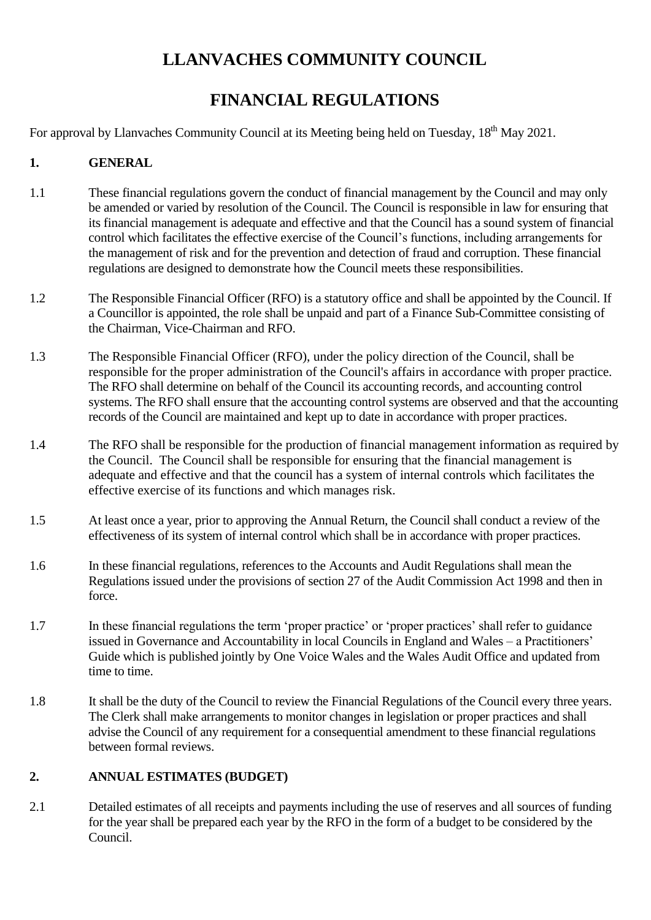# LLANVACHES COMMUNITY COUNCIL

# FINANCIAL REGULATIONS

For approval by Llanvaches Community Council at its Meeting being held on Tuesday, 18th May 2021.

## 1. GENERAL

1.1 These financial regulations govern the conduct of financial management by the Council and may only be amended or varied by resolution of the Council. The Council is responsible in law for ensuring that its financial management is adequate and effective and that the Council has a sound system of financial control which facilitates the effective exercise of the Council's functions, including arrangements for the management of risk and for the prevention and detection of fraud and corruption. These financial regulations are designed to demonstrate how the Council meets these responsibilities.

1.2 The Responsible Financial Officer (RFO) is a statutory office and shall be appointed by the Council. If a Councillor is appointed, the role shall be unpaid and part of a Finance Sub-Committee consisting of the Chairman, Vice-Chairman and RFO.

1.3 The Responsible Financial Officer (RFO), under the policy direction of the Council, shall be responsible for the proper administration of the Council's affairs in accordance with proper practice. The RFO shall determine on behalf of the Council its accounting records, and accounting control systems. The RFO shall ensure that the accounting control systems are observed and that the accounting records of the Council are maintained and kept up to date in accordance with proper practices.

1.4 The RFO shall be responsible for the production of financial management information as required by the Council. The Council shall be responsible for ensuring that the financial management is adequate and effective and that the council has a system of internal controls which facilitates the effective exercise of its functions and which manages risk.

1.5 At least once a year, prior to approving the Annual Return, the Council shall conduct a review of the effectiveness of its system of internal control which shall be in accordance with proper practices.

1.6 In these financial regulations, references to the Accounts and Audit Regulations shall mean the Regulations issued under the provisions of section 27 of the Audit Commission Act 1998 and then in force.

1.7 In these financial regulations the term 'proper practice' or 'proper practices' shall refer to guidance issued in Governance and Accountability in local Councils in England and Wales – a Practitioners' Guide which is published jointly by One Voice Wales and the Wales Audit Office and updated from time to time.

1.8 It shall be the duty of the Council to review the Financial Regulations of the Council every three years. The Clerk shall make arrangements to monitor changes in legislation or proper practices and shall advise the Council of any requirement for a consequential amendment to these financial regulations between formal reviews.

## 2. ANNUAL ESTIMATES (BUDGET)

2.1 Detailed estimates of all receipts and payments including the use of reserves and all sources of funding for the year shall be prepared each year by the RFO in the form of a budget to be considered by the Council.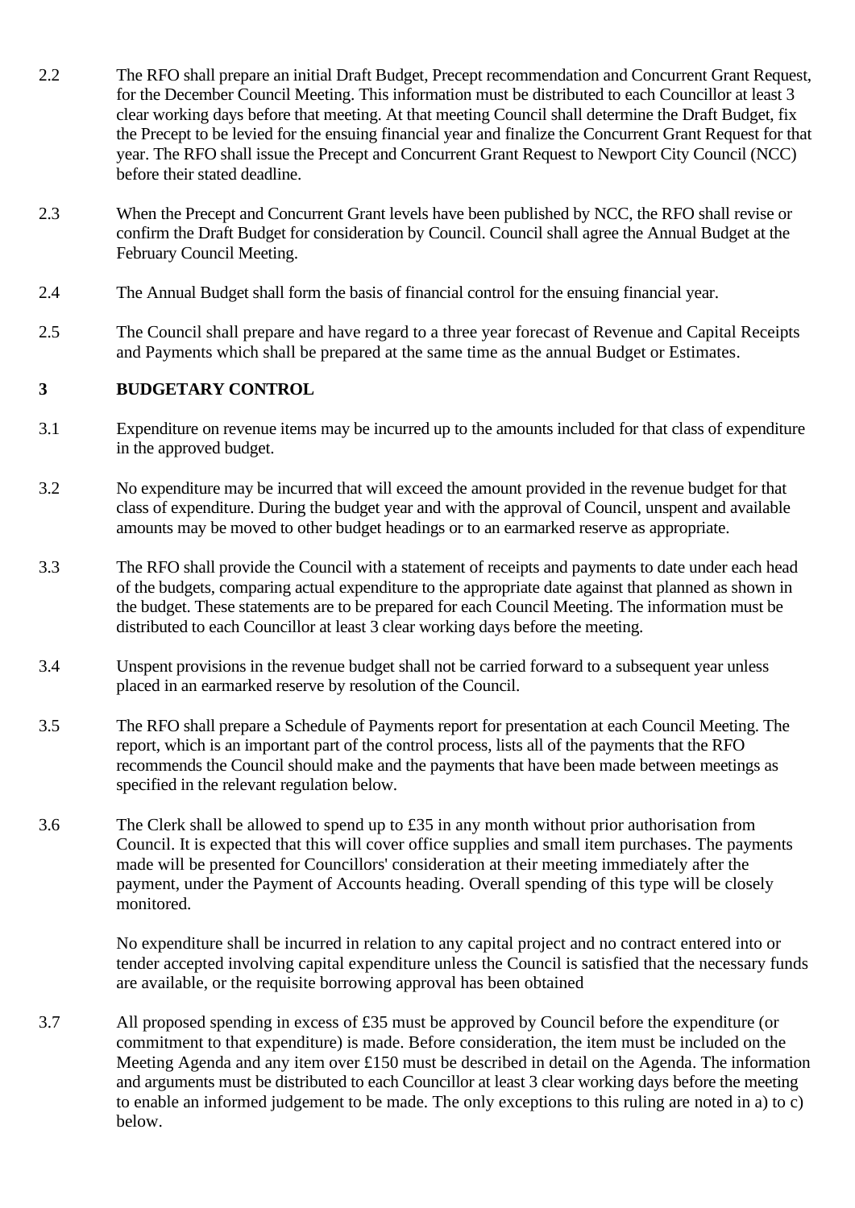2.2 The RFO shall prepare an initial Draft Budget, Precept recommendation and Concurrent Grant Request, for the December Council Meeting. This information must be distributed to each Councillor at least 3 clear working days before that meeting. At that meeting Council shall determine the Draft Budget, fix the Precept to be levied for the ensuing financial year and finalize the Concurrent Grant Request for that year. The RFO shall issue the Precept and Concurrent Grant Request to Newport City Council (NCC) before their stated deadline.

2.3 When the Precept and Concurrent Grant levels have been published by NCC, the RFO shall revise or confirm the Draft Budget for consideration by Council. Council shall agree the Annual Budget at the February Council Meeting.

2.4 The Annual Budget shall form the basis of financial control for the ensuing financial year.

2.5 The Council shall prepare and have regard to a three year forecast of Revenue and Capital Receipts and Payments which shall be prepared at the same time as the annual Budget or Estimates.

## 3 BUDGETARY CONTROL

3.1 Expenditure on revenue items may be incurred up to the amounts included for that class of expenditure in the approved budget.

3.2 No expenditure may be incurred that will exceed the amount provided in the revenue budget for that class of expenditure. During the budget year and with the approval of Council, unspent and available amounts may be moved to other budget headings or to an earmarked reserve as appropriate.

3.3 The RFO shall provide the Council with a statement of receipts and payments to date under each head of the budgets, comparing actual expenditure to the appropriate date against that planned as shown in the budget. These statements are to be prepared for each Council Meeting. The information must be distributed to each Councillor at least 3 clear working days before the meeting.

3.4 Unspent provisions in the revenue budget shall not be carried forward to a subsequent year unless placed in an earmarked reserve by resolution of the Council.

3.5 The RFO shall prepare a Schedule of Payments report for presentation at each Council Meeting. The report, which is an important part of the control process, lists all of the payments that the RFO recommends the Council should make and the payments that have been made between meetings as specified in the relevant regulation below.

3.6 The Clerk shall be allowed to spend up to £35 in any month without prior authorisation from Council. It is expected that this will cover office supplies and small item purchases. The payments made will be presented for Councillors' consideration at their meeting immediately after the payment, under the Payment of Accounts heading. Overall spending of this type will be closely monitored.

No expenditure shall be incurred in relation to any capital project and no contract entered into or tender accepted involving capital expenditure unless the Council is satisfied that the necessary funds are available, or the requisite borrowing approval has been obtained

3.7 All proposed spending in excess of £35 must be approved by Council before the expenditure (or commitment to that expenditure) is made. Before consideration, the item must be included on the Meeting Agenda and any item over £150 must be described in detail on the Agenda. The information and arguments must be distributed to each Councillor at least 3 clear working days before the meeting to enable an informed judgement to be made. The only exceptions to this ruling are noted in a) to c) below.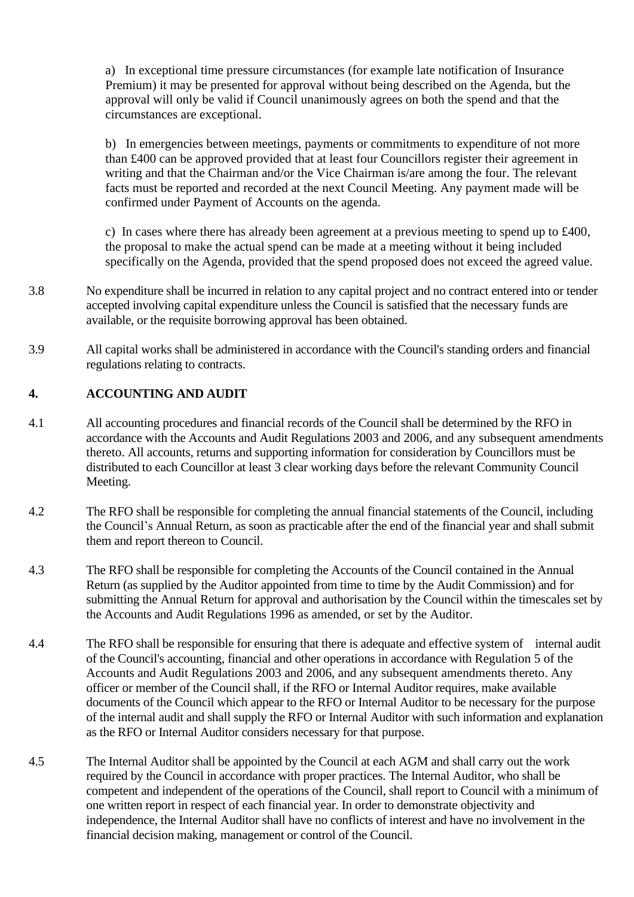a) In exceptional time pressure circumstances (for example late notification of Insurance Premium) it may be presented for approval without being described on the Agenda, but the approval will only be valid if Council unanimously agrees on both the spend and that the circumstances are exceptional.

b) In emergencies between meetings, payments or commitments to expenditure of not more than £400 can be approved provided that at least four Councillors register their agreement in writing and that the Chairman and/or the Vice Chairman is/are among the four. The relevant facts must be reported and recorded at the next Council Meeting. Any payment made will be confirmed under Payment of Accounts on the agenda.

c) In cases where there has already been agreement at a previous meeting to spend up to £400, the proposal to make the actual spend can be made at a meeting without it being included specifically on the Agenda, provided that the spend proposed does not exceed the agreed value.

3.8 No expenditure shall be incurred in relation to any capital project and no contract entered into or tender accepted involving capital expenditure unless the Council is satisfied that the necessary funds are available, or the requisite borrowing approval has been obtained.

3.9 All capital works shall be administered in accordance with the Council's standing orders and financial regulations relating to contracts.

## 4. ACCOUNTING AND AUDIT

4.1 All accounting procedures and financial records of the Council shall be determined by the RFO in accordance with the Accounts and Audit Regulations 2003 and 2006, and any subsequent amendments thereto. All accounts, returns and supporting information for consideration by Councillors must be distributed to each Councillor at least 3 clear working days before the relevant Community Council Meeting.

4.2 The RFO shall be responsible for completing the annual financial statements of the Council, including the Council's Annual Return, as soon as practicable after the end of the financial year and shall submit them and report thereon to Council.

4.3 The RFO shall be responsible for completing the Accounts of the Council contained in the Annual Return (as supplied by the Auditor appointed from time to time by the Audit Commission) and for submitting the Annual Return for approval and authorisation by the Council within the timescales set by the Accounts and Audit Regulations 1996 as amended, or set by the Auditor.

4.4 The RFO shall be responsible for ensuring that there is adequate and effective system of internal audit of the Council's accounting, financial and other operations in accordance with Regulation 5 of the Accounts and Audit Regulations 2003 and 2006, and any subsequent amendments thereto. Any officer or member of the Council shall, if the RFO or Internal Auditor requires, make available documents of the Council which appear to the RFO or Internal Auditor to be necessary for the purpose of the internal audit and shall supply the RFO or Internal Auditor with such information and explanation as the RFO or Internal Auditor considers necessary for that purpose.

4.5 The Internal Auditor shall be appointed by the Council at each AGM and shall carry out the work required by the Council in accordance with proper practices. The Internal Auditor, who shall be competent and independent of the operations of the Council, shall report to Council with a minimum of one written report in respect of each financial year. In order to demonstrate objectivity and independence, the Internal Auditor shall have no conflicts of interest and have no involvement in the financial decision making, management or control of the Council.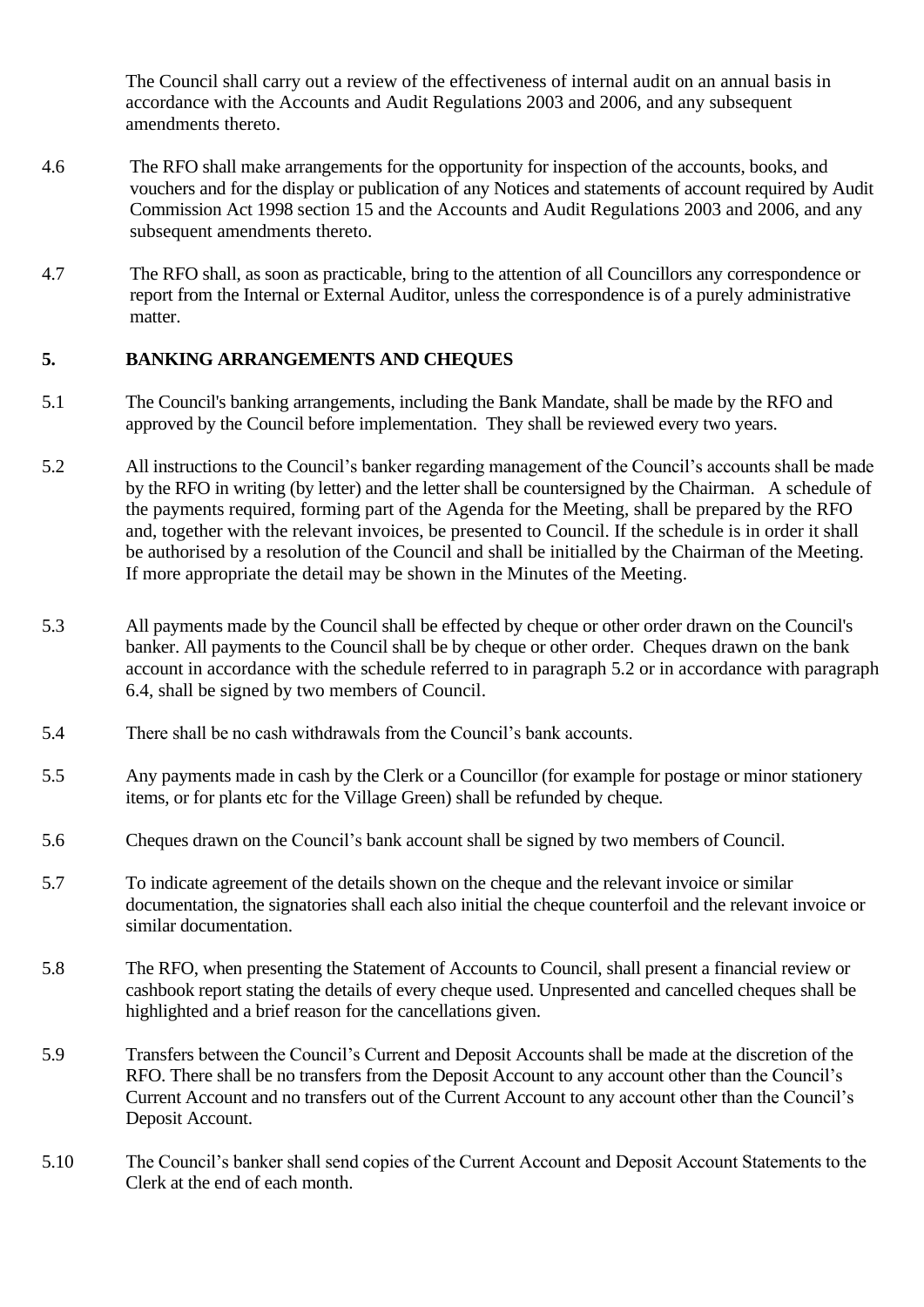The Council shall carry out a review of the effectiveness of internal audit on an annual basis in accordance with the Accounts and Audit Regulations 2003 and 2006, and any subsequent amendments thereto.

4.6 The RFO shall make arrangements for the opportunity for inspection of the accounts, books, and vouchers and for the display or publication of any Notices and statements of account required by Audit Commission Act 1998 section 15 and the Accounts and Audit Regulations 2003 and 2006, and any subsequent amendments thereto.

4.7 The RFO shall, as soon as practicable, bring to the attention of all Councillors any correspondence or report from the Internal or External Auditor, unless the correspondence is of a purely administrative matter.

## 5. BANKING ARRANGEMENTS AND CHEQUES

5.1 The Council's banking arrangements, including the Bank Mandate, shall be made by the RFO and approved by the Council before implementation. They shall be reviewed every two years.

5.2 All instructions to the Council's banker regarding management of the Council's accounts shall be made by the RFO in writing (by letter) and the letter shall be countersigned by the Chairman. A schedule of the payments required, forming part of the Agenda for the Meeting, shall be prepared by the RFO and, together with the relevant invoices, be presented to Council. If the schedule is in order it shall be authorised by a resolution of the Council and shall be initialled by the Chairman of the Meeting. If more appropriate the detail may be shown in the Minutes of the Meeting.

5.3 All payments made by the Council shall be effected by cheque or other order drawn on the Council's banker. All payments to the Council shall be by cheque or other order. Cheques drawn on the bank account in accordance with the schedule referred to in paragraph 5.2 or in accordance with paragraph 6.4, shall be signed by two members of Council.

5.4 There shall be no cash withdrawals from the Council's bank accounts.

5.5 Any payments made in cash by the Clerk or a Councillor (for example for postage or minor stationery items, or for plants etc for the Village Green) shall be refunded by cheque.

5.6 Cheques drawn on the Council's bank account shall be signed by two members of Council.

5.7 To indicate agreement of the details shown on the cheque and the relevant invoice or similar documentation, the signatories shall each also initial the cheque counterfoil and the relevant invoice or similar documentation.

5.8 The RFO, when presenting the Statement of Accounts to Council, shall present a financial review or cashbook report stating the details of every cheque used. Unpresented and cancelled cheques shall be highlighted and a brief reason for the cancellations given.

5.9 Transfers between the Council's Current and Deposit Accounts shall be made at the discretion of the RFO. There shall be no transfers from the Deposit Account to any account other than the Council's Current Account and no transfers out of the Current Account to any account other than the Council's Deposit Account.

5.10 The Council's banker shall send copies of the Current Account and Deposit Account Statements to the Clerk at the end of each month.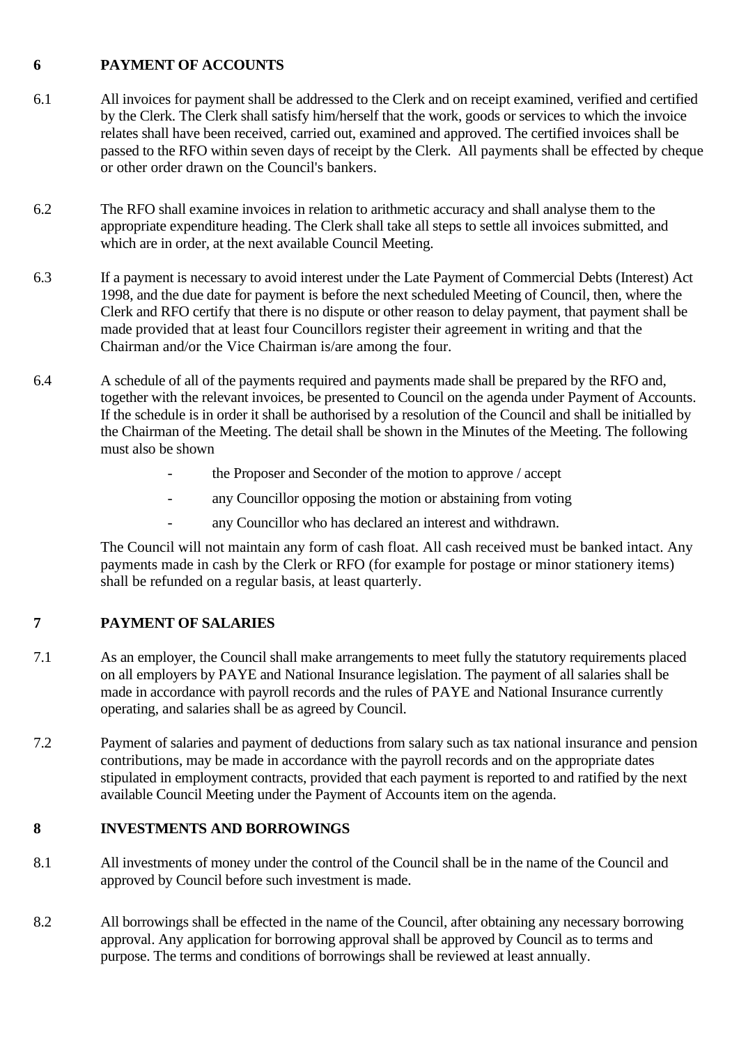## 6 PAYMENT OF ACCOUNTS

6.1 All invoices for payment shall be addressed to the Clerk and on receipt examined, verified and certified by the Clerk. The Clerk shall satisfy him/herself that the work, goods or services to which the invoice relates shall have been received, carried out, examined and approved. The certified invoices shall be passed to the RFO within seven days of receipt by the Clerk. All payments shall be effected by cheque or other order drawn on the Council's bankers.

6.2 The RFO shall examine invoices in relation to arithmetic accuracy and shall analyse them to the appropriate expenditure heading. The Clerk shall take all steps to settle all invoices submitted, and which are in order, at the next available Council Meeting.

6.3 If a payment is necessary to avoid interest under the Late Payment of Commercial Debts (Interest) Act 1998, and the due date for payment is before the next scheduled Meeting of Council, then, where the Clerk and RFO certify that there is no dispute or other reason to delay payment, that payment shall be made provided that at least four Councillors register their agreement in writing and that the Chairman and/or the Vice Chairman is/are among the four.

6.4 A schedule of all of the payments required and payments made shall be prepared by the RFO and, together with the relevant invoices, be presented to Council on the agenda under Payment of Accounts. If the schedule is in order it shall be authorised by a resolution of the Council and shall be initialled by the Chairman of the Meeting. The detail shall be shown in the Minutes of the Meeting. The following must also be shown

- the Proposer and Seconder of the motion to approve / accept
- any Councillor opposing the motion or abstaining from voting
- any Councillor who has declared an interest and withdrawn.

The Council will not maintain any form of cash float. All cash received must be banked intact. Any payments made in cash by the Clerk or RFO (for example for postage or minor stationery items) shall be refunded on a regular basis, at least quarterly.

## 7 PAYMENT OF SALARIES

7.1 As an employer, the Council shall make arrangements to meet fully the statutory requirements placed on all employers by PAYE and National Insurance legislation. The payment of all salaries shall be made in accordance with payroll records and the rules of PAYE and National Insurance currently operating, and salaries shall be as agreed by Council.

7.2 Payment of salaries and payment of deductions from salary such as tax national insurance and pension contributions, may be made in accordance with the payroll records and on the appropriate dates stipulated in employment contracts, provided that each payment is reported to and ratified by the next available Council Meeting under the Payment of Accounts item on the agenda.

## 8 INVESTMENTS AND BORROWINGS

8.1 All investments of money under the control of the Council shall be in the name of the Council and approved by Council before such investment is made.

8.2 All borrowings shall be effected in the name of the Council, after obtaining any necessary borrowing approval. Any application for borrowing approval shall be approved by Council as to terms and purpose. The terms and conditions of borrowings shall be reviewed at least annually.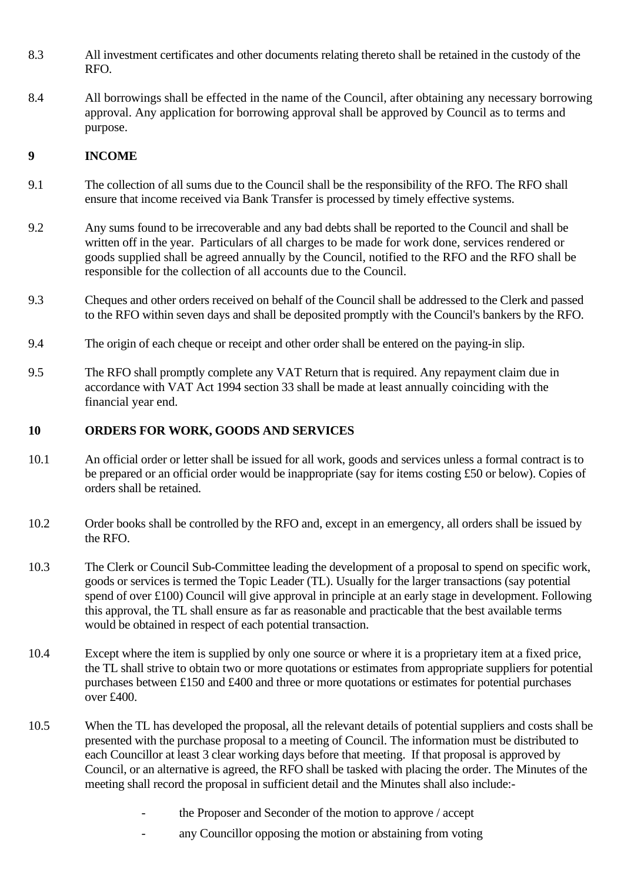8.3 All investment certificates and other documents relating thereto shall be retained in the custody of the RFO.

8.4 All borrowings shall be effected in the name of the Council, after obtaining any necessary borrowing approval. Any application for borrowing approval shall be approved by Council as to terms and purpose.

## 9 INCOME

9.1 The collection of all sums due to the Council shall be the responsibility of the RFO. The RFO shall ensure that income received via Bank Transfer is processed by timely effective systems.

9.2 Any sums found to be irrecoverable and any bad debts shall be reported to the Council and shall be written off in the year. Particulars of all charges to be made for work done, services rendered or goods supplied shall be agreed annually by the Council, notified to the RFO and the RFO shall be responsible for the collection of all accounts due to the Council.

9.3 Cheques and other orders received on behalf of the Council shall be addressed to the Clerk and passed to the RFO within seven days and shall be deposited promptly with the Council's bankers by the RFO.

9.4 The origin of each cheque or receipt and other order shall be entered on the paying-in slip.

9.5 The RFO shall promptly complete any VAT Return that is required. Any repayment claim due in accordance with VAT Act 1994 section 33 shall be made at least annually coinciding with the financial year end.

## 10 ORDERS FOR WORK, GOODS AND SERVICES

10.1 An official order or letter shall be issued for all work, goods and services unless a formal contract is to be prepared or an official order would be inappropriate (say for items costing £50 or below). Copies of orders shall be retained.

10.2 Order books shall be controlled by the RFO and, except in an emergency, all orders shall be issued by the RFO.

10.3 The Clerk or Council Sub-Committee leading the development of a proposal to spend on specific work, goods or services is termed the Topic Leader (TL). Usually for the larger transactions (say potential spend of over £100) Council will give approval in principle at an early stage in development. Following this approval, the TL shall ensure as far as reasonable and practicable that the best available terms would be obtained in respect of each potential transaction.

10.4 Except where the item is supplied by only one source or where it is a proprietary item at a fixed price, the TL shall strive to obtain two or more quotations or estimates from appropriate suppliers for potential purchases between £150 and £400 and three or more quotations or estimates for potential purchases over £400.

10.5 When the TL has developed the proposal, all the relevant details of potential suppliers and costs shall be presented with the purchase proposal to a meeting of Council. The information must be distributed to each Councillor at least 3 clear working days before that meeting. If that proposal is approved by Council, or an alternative is agreed, the RFO shall be tasked with placing the order. The Minutes of the meeting shall record the proposal in sufficient detail and the Minutes shall also include:-

- the Proposer and Seconder of the motion to approve / accept
- any Councillor opposing the motion or abstaining from voting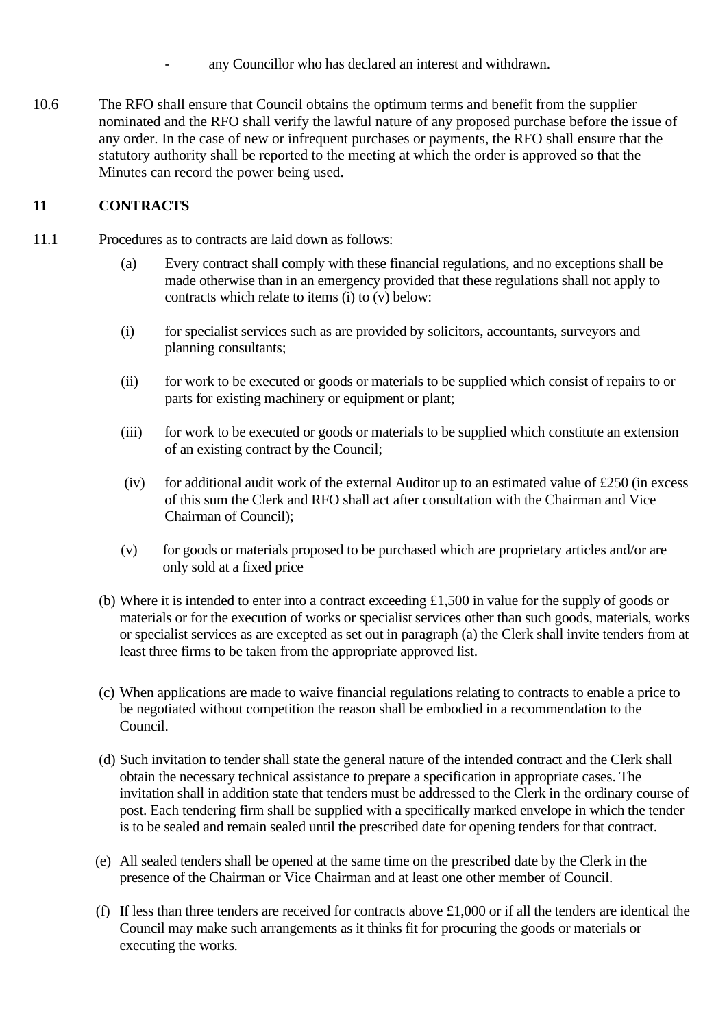- any Councillor who has declared an interest and withdrawn.

10.6 The RFO shall ensure that Council obtains the optimum terms and benefit from the supplier nominated and the RFO shall verify the lawful nature of any proposed purchase before the issue of any order. In the case of new or infrequent purchases or payments, the RFO shall ensure that the statutory authority shall be reported to the meeting at which the order is approved so that the Minutes can record the power being used.

## 11 CONTRACTS

11.1 Procedures as to contracts are laid down as follows:

(a) Every contract shall comply with these financial regulations, and no exceptions shall be made otherwise than in an emergency provided that these regulations shall not apply to contracts which relate to items (i) to (v) below:

(i) for specialist services such as are provided by solicitors, accountants, surveyors and planning consultants;

(ii) for work to be executed or goods or materials to be supplied which consist of repairs to or parts for existing machinery or equipment or plant;

(iii) for work to be executed or goods or materials to be supplied which constitute an extension of an existing contract by the Council;

(iv) for additional audit work of the external Auditor up to an estimated value of £250 (in excess of this sum the Clerk and RFO shall act after consultation with the Chairman and Vice Chairman of Council);

(v) for goods or materials proposed to be purchased which are proprietary articles and/or are only sold at a fixed price

(b) Where it is intended to enter into a contract exceeding £1,500 in value for the supply of goods or materials or for the execution of works or specialist services other than such goods, materials, works or specialist services as are excepted as set out in paragraph (a) the Clerk shall invite tenders from at least three firms to be taken from the appropriate approved list.

(c) When applications are made to waive financial regulations relating to contracts to enable a price to be negotiated without competition the reason shall be embodied in a recommendation to the Council.

(d) Such invitation to tender shall state the general nature of the intended contract and the Clerk shall obtain the necessary technical assistance to prepare a specification in appropriate cases. The invitation shall in addition state that tenders must be addressed to the Clerk in the ordinary course of post. Each tendering firm shall be supplied with a specifically marked envelope in which the tender is to be sealed and remain sealed until the prescribed date for opening tenders for that contract.

(e) All sealed tenders shall be opened at the same time on the prescribed date by the Clerk in the presence of the Chairman or Vice Chairman and at least one other member of Council.

(f) If less than three tenders are received for contracts above £1,000 or if all the tenders are identical the Council may make such arrangements as it thinks fit for procuring the goods or materials or executing the works.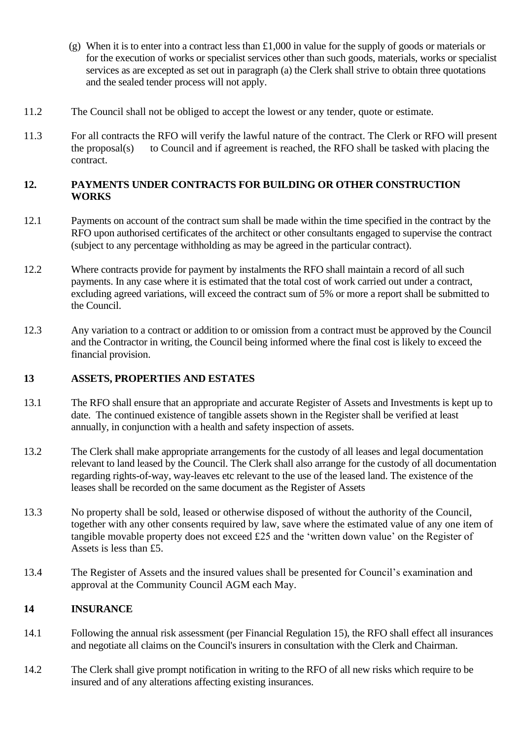(g) When it is to enter into a contract less than £1,000 in value for the supply of goods or materials or for the execution of works or specialist services other than such goods, materials, works or specialist services as are excepted as set out in paragraph (a) the Clerk shall strive to obtain three quotations and the sealed tender process will not apply.

11.2 The Council shall not be obliged to accept the lowest or any tender, quote or estimate.

11.3 For all contracts the RFO will verify the lawful nature of the contract. The Clerk or RFO will present the proposal(s) to Council and if agreement is reached, the RFO shall be tasked with placing the contract.

## 12. PAYMENTS UNDER CONTRACTS FOR BUILDING OR OTHER CONSTRUCTION WORKS

12.1 Payments on account of the contract sum shall be made within the time specified in the contract by the RFO upon authorised certificates of the architect or other consultants engaged to supervise the contract (subject to any percentage withholding as may be agreed in the particular contract).

12.2 Where contracts provide for payment by instalments the RFO shall maintain a record of all such payments. In any case where it is estimated that the total cost of work carried out under a contract, excluding agreed variations, will exceed the contract sum of 5% or more a report shall be submitted to the Council.

12.3 Any variation to a contract or addition to or omission from a contract must be approved by the Council and the Contractor in writing, the Council being informed where the final cost is likely to exceed the financial provision.

## 13 ASSETS, PROPERTIES AND ESTATES

13.1 The RFO shall ensure that an appropriate and accurate Register of Assets and Investments is kept up to date. The continued existence of tangible assets shown in the Register shall be verified at least annually, in conjunction with a health and safety inspection of assets.

13.2 The Clerk shall make appropriate arrangements for the custody of all leases and legal documentation relevant to land leased by the Council. The Clerk shall also arrange for the custody of all documentation regarding rights-of-way, way-leaves etc relevant to the use of the leased land. The existence of the leases shall be recorded on the same document as the Register of Assets

13.3 No property shall be sold, leased or otherwise disposed of without the authority of the Council, together with any other consents required by law, save where the estimated value of any one item of tangible movable property does not exceed £25 and the 'written down value' on the Register of Assets is less than £5.

13.4 The Register of Assets and the insured values shall be presented for Council's examination and approval at the Community Council AGM each May.

## 14 INSURANCE

14.1 Following the annual risk assessment (per Financial Regulation 15), the RFO shall effect all insurances and negotiate all claims on the Council's insurers in consultation with the Clerk and Chairman.

14.2 The Clerk shall give prompt notification in writing to the RFO of all new risks which require to be insured and of any alterations affecting existing insurances.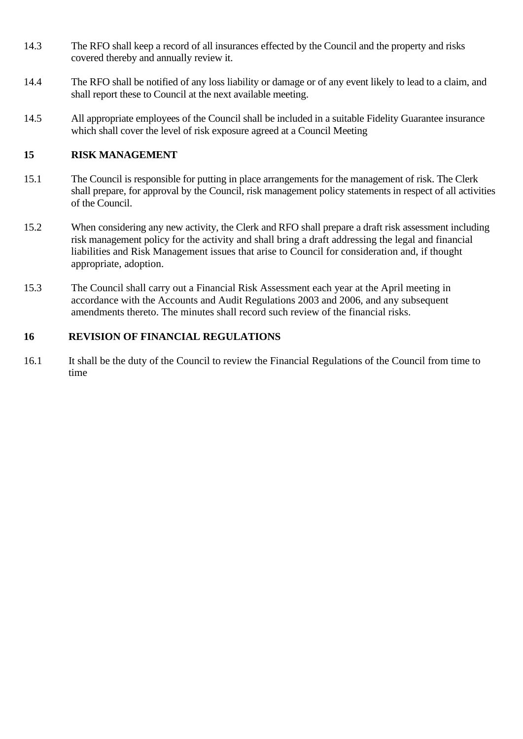14.3 The RFO shall keep a record of all insurances effected by the Council and the property and risks covered thereby and annually review it.

14.4 The RFO shall be notified of any loss liability or damage or of any event likely to lead to a claim, and shall report these to Council at the next available meeting.

14.5 All appropriate employees of the Council shall be included in a suitable Fidelity Guarantee insurance which shall cover the level of risk exposure agreed at a Council Meeting

## 15 RISK MANAGEMENT

15.1 The Council is responsible for putting in place arrangements for the management of risk. The Clerk shall prepare, for approval by the Council, risk management policy statements in respect of all activities of the Council.

15.2 When considering any new activity, the Clerk and RFO shall prepare a draft risk assessment including risk management policy for the activity and shall bring a draft addressing the legal and financial liabilities and Risk Management issues that arise to Council for consideration and, if thought appropriate, adoption.

15.3 The Council shall carry out a Financial Risk Assessment each year at the April meeting in accordance with the Accounts and Audit Regulations 2003 and 2006, and any subsequent amendments thereto. The minutes shall record such review of the financial risks.

## 16 REVISION OF FINANCIAL REGULATIONS

16.1 It shall be the duty of the Council to review the Financial Regulations of the Council from time to time